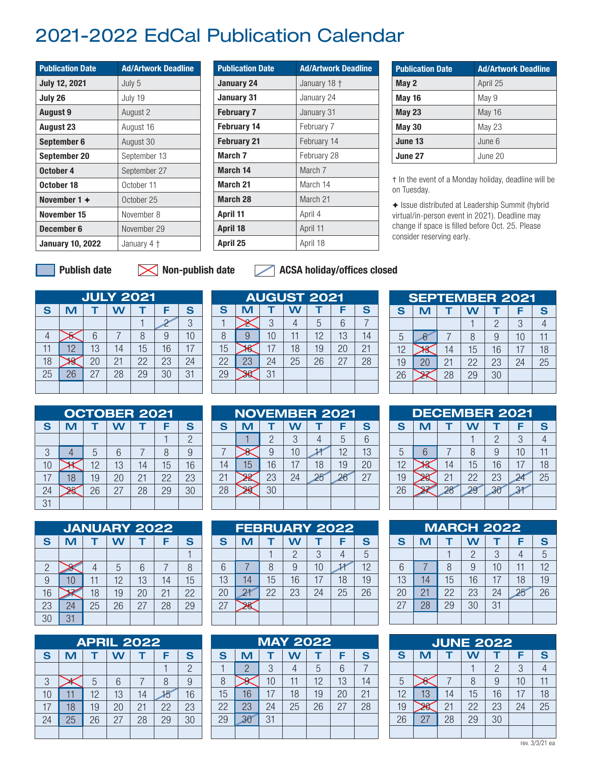# 2021-2022 EdCal Publication Calendar

| Publication Date | Ad/Artwork Deadline |
|---|---|
| **July 12, 2021** | July 5 |
| **July 26** | July 19 |
| **August 9** | August 2 |
| **August 23** | August 16 |
| **September 6** | August 30 |
| **September 20** | September 13 |
| **October 4** | September 27 |
| **October 18** | October 11 |
| **November 1 ✦** | October 25 |
| **November 15** | November 8 |
| **December 6** | November 29 |
| **January 10, 2022** | January 4 † |
| **January 24** | January 18 † |
| **January 31** | January 24 |
| **February 7** | January 31 |
| **February 14** | February 7 |
| **February 21** | February 14 |
| **March 7** | February 28 |
| **March 14** | March 7 |
| **March 21** | March 14 |
| **March 28** | March 21 |
| **April 11** | April 4 |
| **April 18** | April 11 |
| **April 25** | April 18 |
| **May 2** | April 25 |
| **May 16** | May 9 |
| **May 23** | May 16 |
| **May 30** | May 23 |
| **June 13** | June 6 |
| **June 27** | June 20 |

† In the event of a Monday holiday, deadline will be on Tuesday.

✦ Issue distributed at Leadership Summit (hybrid virtual/in-person event in 2021). Deadline may change if space is filled before Oct. 25. Please consider reserving early.

**Publish date** | **Non-publish date** | **ACSA holiday/offices closed**

## Calendar summary

| Month | Publish dates | Non-publish dates | ACSA holiday/offices closed |
|---|---|---|---|
| July 2021 | 12, 26 | 5, 19 | 2 |
| August 2021 | 9, 23 | 2, 16, 30 | |
| September 2021 | 6, 20 | 13, 27 | 6 |
| October 2021 | 4, 18 | 11, 25 | |
| November 2021 | 1, 15 | 8, 22, 29 | 11, 25, 26 |
| December 2021 | 6 | 13, 20, 27 | 24, 27, 28, 29, 30, 31 |
| January 2022 | 10, 24, 31 | 3, 17 | 17 |
| February 2022 | 7, 14, 21 | 28 | 11, 21 |
| March 2022 | 7, 14, 21, 28 | | 25 |
| April 2022 | 11, 18, 25 | 4 | 15 |
| May 2022 | 2, 16, 23, 30 | 9 | 30 |
| June 2022 | 13, 27 | 6, 20 | |

rev. 3/3/21 ea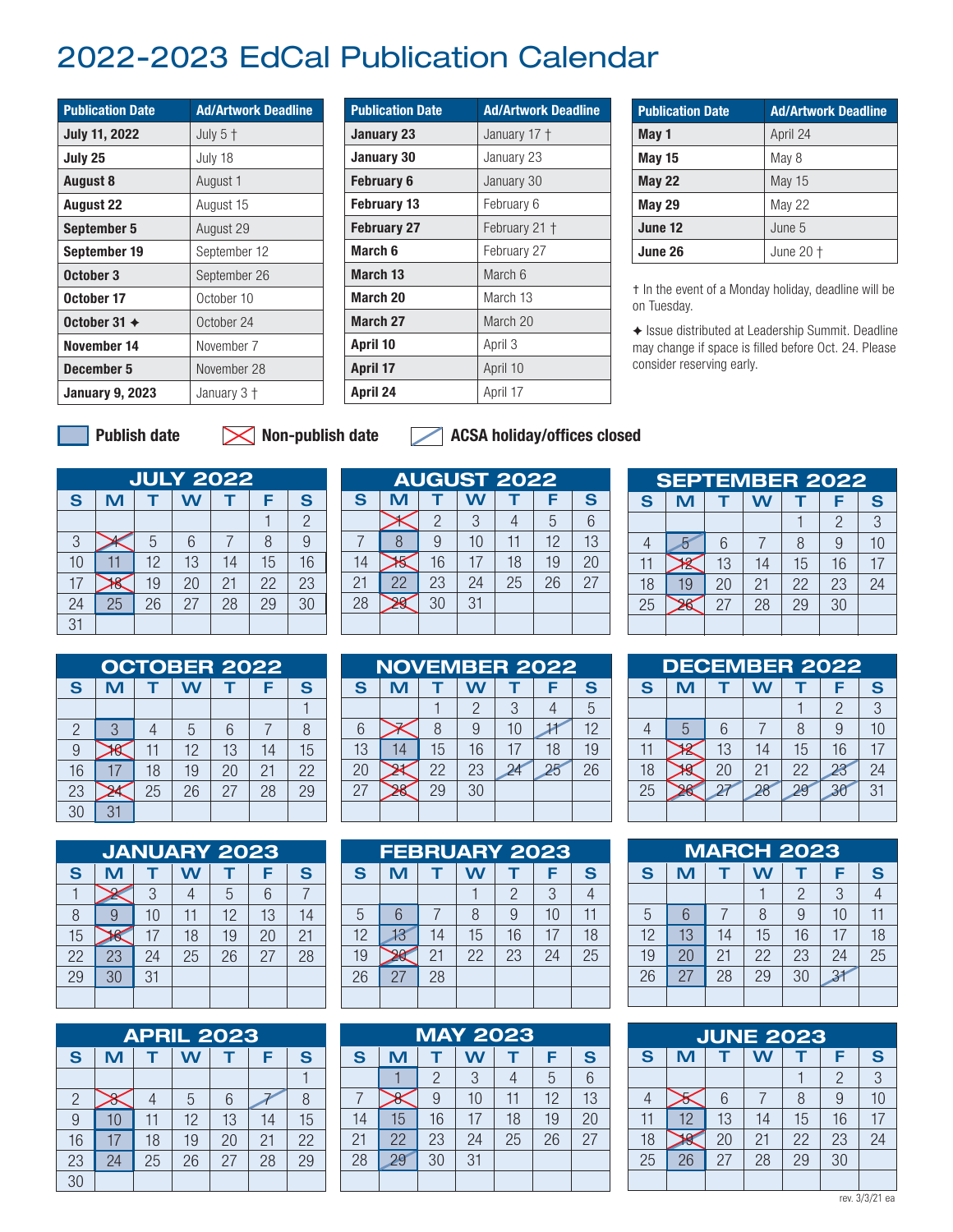# 2022-2023 EdCal Publication Calendar

| Publication Date | Ad/Artwork Deadline |
|---|---|
| **July 11, 2022** | July 5 † |
| **July 25** | July 18 |
| **August 8** | August 1 |
| **August 22** | August 15 |
| **September 5** | August 29 |
| **September 19** | September 12 |
| **October 3** | September 26 |
| **October 17** | October 10 |
| **October 31 ✦** | October 24 |
| **November 14** | November 7 |
| **December 5** | November 28 |
| **January 9, 2023** | January 3 † |

| Publication Date | Ad/Artwork Deadline |
|---|---|
| **January 23** | January 17 † |
| **January 30** | January 23 |
| **February 6** | January 30 |
| **February 13** | February 6 |
| **February 27** | February 21 † |
| **March 6** | February 27 |
| **March 13** | March 6 |
| **March 20** | March 13 |
| **March 27** | March 20 |
| **April 10** | April 3 |
| **April 17** | April 10 |
| **April 24** | April 17 |

| Publication Date | Ad/Artwork Deadline |
|---|---|
| **May 1** | April 24 |
| **May 15** | May 8 |
| **May 22** | May 15 |
| **May 29** | May 22 |
| **June 12** | June 5 |
| **June 26** | June 20 † |

† In the event of a Monday holiday, deadline will be on Tuesday.

✦ Issue distributed at Leadership Summit. Deadline may change if space is filled before Oct. 24. Please consider reserving early.

**Publish date** **Non-publish date** **ACSA holiday/offices closed**

## JULY 2022
Publish date: 11, 25. Non-publish date: 18. ACSA holiday/offices closed: 4.

## AUGUST 2022
Publish date: 8, 22. Non-publish date: 1, 15, 29.

## SEPTEMBER 2022
Publish date: 5, 19. Non-publish date: 12, 26. ACSA holiday/offices closed: 5.

## OCTOBER 2022
Publish date: 3, 17, 31. Non-publish date: 10, 24.

## NOVEMBER 2022
Publish date: 14. Non-publish date: 7, 21, 28. ACSA holiday/offices closed: 11, 24, 25.

## DECEMBER 2022
Publish date: 5. Non-publish date: 12, 19, 26. ACSA holiday/offices closed: 23, 26, 27, 28, 29, 30.

## JANUARY 2023
Publish date: 9, 23, 30. Non-publish date: 2, 16. ACSA holiday/offices closed: 2, 16.

## FEBRUARY 2023
Publish date: 6, 13, 27. Non-publish date: 20. ACSA holiday/offices closed: 13, 20.

## MARCH 2023
Publish date: 6, 13, 20, 27. ACSA holiday/offices closed: 31.

## APRIL 2023
Publish date: 10, 17, 24. Non-publish date: 3. ACSA holiday/offices closed: 7.

## MAY 2023
Publish date: 1, 15, 22, 29. Non-publish date: 8. ACSA holiday/offices closed: 29.

## JUNE 2023
Publish date: 12, 26. Non-publish date: 5, 19. ACSA holiday/offices closed: 19.

rev. 3/3/21 ea